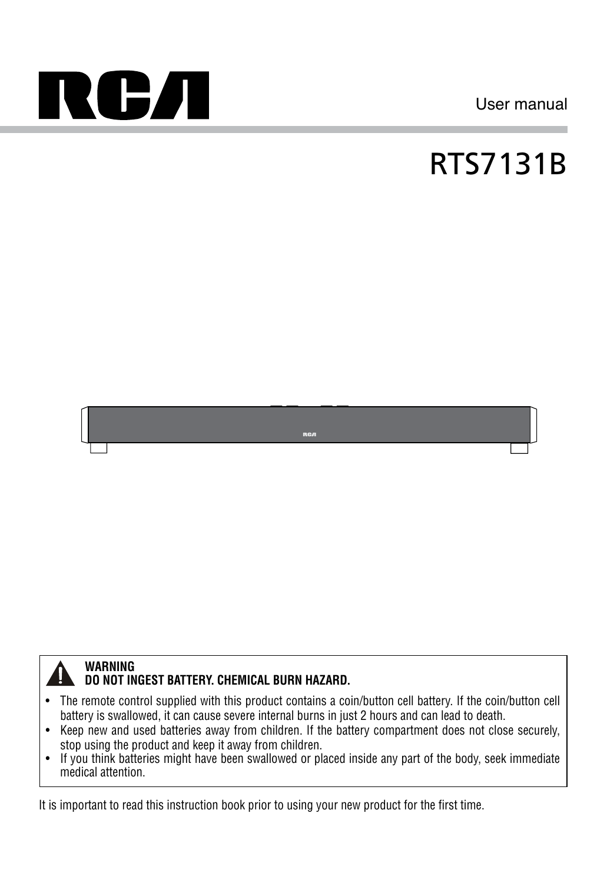RCA

User manual

# RTS7131B

> **WARNING**
> **DO NOT INGEST BATTERY. CHEMICAL BURN HAZARD.**
>
> - The remote control supplied with this product contains a coin/button cell battery. If the coin/button cell battery is swallowed, it can cause severe internal burns in just 2 hours and can lead to death.
> - Keep new and used batteries away from children. If the battery compartment does not close securely, stop using the product and keep it away from children.
> - If you think batteries might have been swallowed or placed inside any part of the body, seek immediate medical attention.

It is important to read this instruction book prior to using your new product for the first time.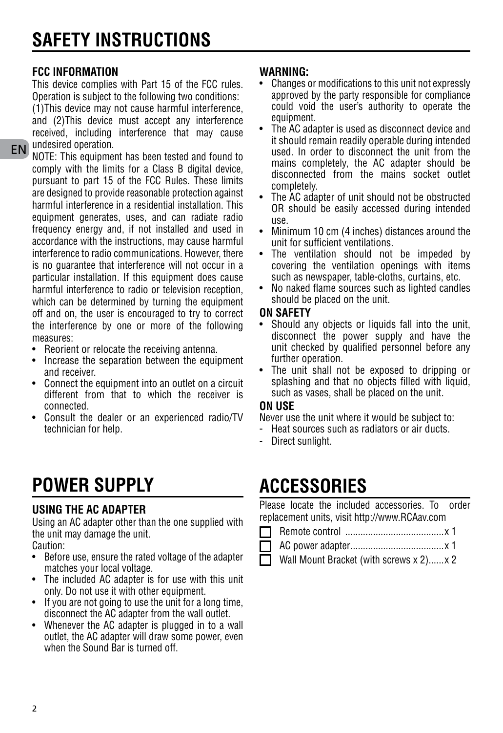# SAFETY INSTRUCTIONS

### FCC INFORMATION

This device complies with Part 15 of the FCC rules. Operation is subject to the following two conditions: (1)This device may not cause harmful interference, and (2)This device must accept any interference received, including interference that may cause undesired operation.

NOTE: This equipment has been tested and found to comply with the limits for a Class B digital device, pursuant to part 15 of the FCC Rules. These limits are designed to provide reasonable protection against harmful interference in a residential installation. This equipment generates, uses, and can radiate radio frequency energy and, if not installed and used in accordance with the instructions, may cause harmful interference to radio communications. However, there is no guarantee that interference will not occur in a particular installation. If this equipment does cause harmful interference to radio or television reception, which can be determined by turning the equipment off and on, the user is encouraged to try to correct the interference by one or more of the following measures:

- Reorient or relocate the receiving antenna.
- Increase the separation between the equipment and receiver.
- Connect the equipment into an outlet on a circuit different from that to which the receiver is connected.
- Consult the dealer or an experienced radio/TV technician for help.

### WARNING:

- Changes or modifications to this unit not expressly approved by the party responsible for compliance could void the user's authority to operate the equipment.
- The AC adapter is used as disconnect device and it should remain readily operable during intended used. In order to disconnect the unit from the mains completely, the AC adapter should be disconnected from the mains socket outlet completely.
- The AC adapter of unit should not be obstructed OR should be easily accessed during intended use.
- Minimum 10 cm (4 inches) distances around the unit for sufficient ventilations.
- The ventilation should not be impeded by covering the ventilation openings with items such as newspaper, table-cloths, curtains, etc.
- No naked flame sources such as lighted candles should be placed on the unit.

### ON SAFETY

- Should any objects or liquids fall into the unit, disconnect the power supply and have the unit checked by qualified personnel before any further operation.
- The unit shall not be exposed to dripping or splashing and that no objects filled with liquid, such as vases, shall be placed on the unit.

### ON USE

Never use the unit where it would be subject to:

- Heat sources such as radiators or air ducts.
- Direct sunlight.

# POWER SUPPLY

### USING THE AC ADAPTER

Using an AC adapter other than the one supplied with the unit may damage the unit.

Caution:

- Before use, ensure the rated voltage of the adapter matches your local voltage.
- The included AC adapter is for use with this unit only. Do not use it with other equipment.
- If you are not going to use the unit for a long time, disconnect the AC adapter from the wall outlet.
- Whenever the AC adapter is plugged in to a wall outlet, the AC adapter will draw some power, even when the Sound Bar is turned off.

# ACCESSORIES

Please locate the included accessories. To order replacement units, visit http://www.RCAav.com

- ☐ Remote control ......................................x 1
- ☐ AC power adapter....................................x 1
- ☐ Wall Mount Bracket (with screws x 2)......x 2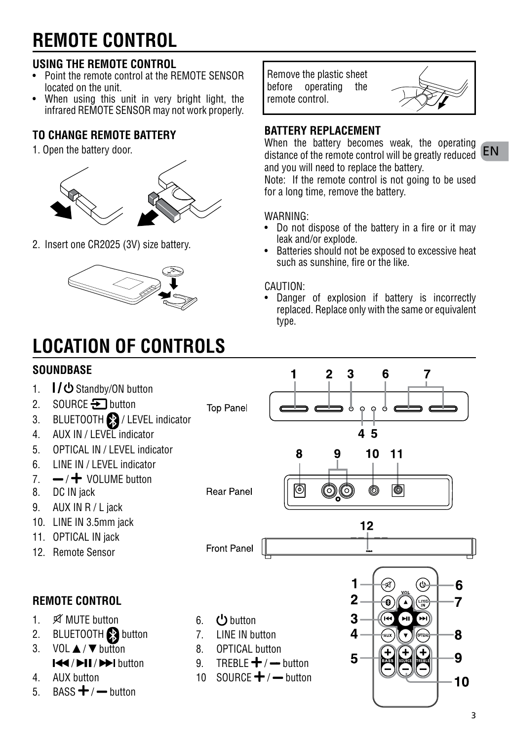# REMOTE CONTROL

### USING THE REMOTE CONTROL

- Point the remote control at the REMOTE SENSOR located on the unit.
- When using this unit in very bright light, the infrared REMOTE SENSOR may not work properly.

Remove the plastic sheet before operating the remote control.

### TO CHANGE REMOTE BATTERY

1. Open the battery door.
2. Insert one CR2025 (3V) size battery.

### BATTERY REPLACEMENT

When the battery becomes weak, the operating distance of the remote control will be greatly reduced and you will need to replace the battery.

Note: If the remote control is not going to be used for a long time, remove the battery.

WARNING:

- Do not dispose of the battery in a fire or it may leak and/or explode.
- Batteries should not be exposed to excessive heat such as sunshine, fire or the like.

CAUTION:

- Danger of explosion if battery is incorrectly replaced. Replace only with the same or equivalent type.

# LOCATION OF CONTROLS

### SOUNDBASE

1. I/⏻ Standby/ON button
2. SOURCE button
3. BLUETOOTH / LEVEL indicator
4. AUX IN / LEVEL indicator
5. OPTICAL IN / LEVEL indicator
6. LINE IN / LEVEL indicator
7. — / + VOLUME button
8. DC IN jack
9. AUX IN R / L jack
10. LINE IN 3.5mm jack
11. OPTICAL IN jack
12. Remote Sensor

Top Panel

Rear Panel

Front Panel

### REMOTE CONTROL

1. MUTE button
2. BLUETOOTH button
3. VOL ▲ / ▼ button
   ⏮ / ⏯ / ⏭ button
4. AUX button
5. BASS + / — button
6. ⏻ button
7. LINE IN button
8. OPTICAL button
9. TREBLE + / — button
10. SOURCE + / — button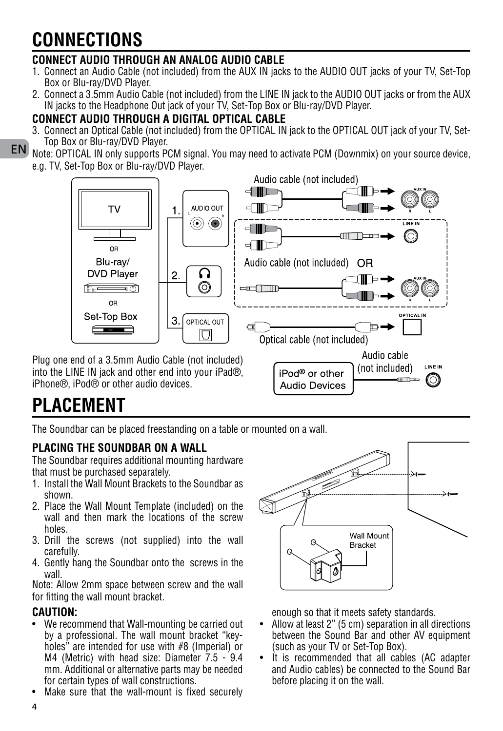# CONNECTIONS

### CONNECT AUDIO THROUGH AN ANALOG AUDIO CABLE

1. Connect an Audio Cable (not included) from the AUX IN jacks to the AUDIO OUT jacks of your TV, Set-Top Box or Blu-ray/DVD Player.
2. Connect a 3.5mm Audio Cable (not included) from the LINE IN jack to the AUDIO OUT jacks or from the AUX IN jacks to the Headphone Out jack of your TV, Set-Top Box or Blu-ray/DVD Player.

### CONNECT AUDIO THROUGH A DIGITAL OPTICAL CABLE

3. Connect an Optical Cable (not included) from the OPTICAL IN jack to the OPTICAL OUT jack of your TV, Set-Top Box or Blu-ray/DVD Player.

Note: OPTICAL IN only supports PCM signal. You may need to activate PCM (Downmix) on your source device, e.g. TV, Set-Top Box or Blu-ray/DVD Player.

Plug one end of a 3.5mm Audio Cable (not included) into the LINE IN jack and other end into your iPad®, iPhone®, iPod® or other audio devices.

# PLACEMENT

The Soundbar can be placed freestanding on a table or mounted on a wall.

### PLACING THE SOUNDBAR ON A WALL

The Soundbar requires additional mounting hardware that must be purchased separately.

1. Install the Wall Mount Brackets to the Soundbar as shown.
2. Place the Wall Mount Template (included) on the wall and then mark the locations of the screw holes.
3. Drill the screws (not supplied) into the wall carefully.
4. Gently hang the Soundbar onto the screws in the wall.

Note: Allow 2mm space between screw and the wall for fitting the wall mount bracket.

### CAUTION:

- We recommend that Wall-mounting be carried out by a professional. The wall mount bracket "key-holes" are intended for use with #8 (Imperial) or M4 (Metric) with head size: Diameter 7.5 - 9.4 mm. Additional or alternative parts may be needed for certain types of wall constructions.
- Make sure that the wall-mount is fixed securely enough so that it meets safety standards.
- Allow at least 2" (5 cm) separation in all directions between the Sound Bar and other AV equipment (such as your TV or Set-Top Box).
- It is recommended that all cables (AC adapter and Audio cables) be connected to the Sound Bar before placing it on the wall.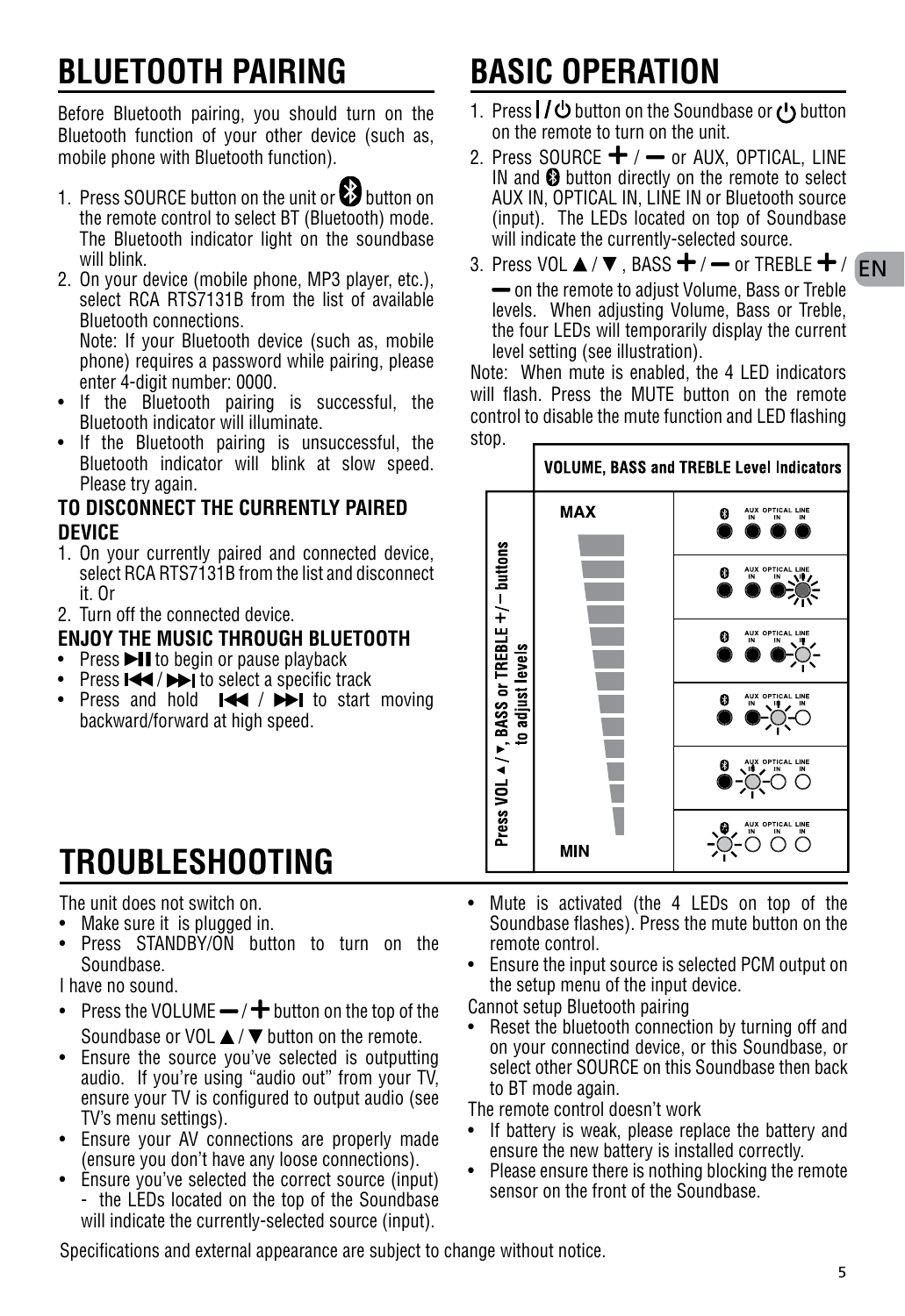# BLUETOOTH PAIRING

Before Bluetooth pairing, you should turn on the Bluetooth function of your other device (such as, mobile phone with Bluetooth function).

1. Press SOURCE button on the unit or Bluetooth button on the remote control to select BT (Bluetooth) mode. The Bluetooth indicator light on the soundbase will blink.
2. On your device (mobile phone, MP3 player, etc.), select RCA RTS7131B from the list of available Bluetooth connections.
   Note: If your Bluetooth device (such as, mobile phone) requires a password while pairing, please enter 4-digit number: 0000.

- If the Bluetooth pairing is successful, the Bluetooth indicator will illuminate.
- If the Bluetooth pairing is unsuccessful, the Bluetooth indicator will blink at slow speed. Please try again.

### TO DISCONNECT THE CURRENTLY PAIRED DEVICE

1. On your currently paired and connected device, select RCA RTS7131B from the list and disconnect it. Or
2. Turn off the connected device.

### ENJOY THE MUSIC THROUGH BLUETOOTH

- Press ▶II to begin or pause playback
- Press I◀◀ / ▶▶I to select a specific track
- Press and hold I◀◀ / ▶▶I to start moving backward/forward at high speed.

# BASIC OPERATION

1. Press I/⏻ button on the Soundbase or ⏻ button on the remote to turn on the unit.
2. Press SOURCE + / – or AUX, OPTICAL, LINE IN and Bluetooth button directly on the remote to select AUX IN, OPTICAL IN, LINE IN or Bluetooth source (input). The LEDs located on top of Soundbase will indicate the currently-selected source.
3. Press VOL ▲ / ▼, BASS + / – or TREBLE + / – on the remote to adjust Volume, Bass or Treble levels. When adjusting Volume, Bass or Treble, the four LEDs will temporarily display the current level setting (see illustration).

Note: When mute is enabled, the 4 LED indicators will flash. Press the MUTE button on the remote control to disable the mute function and LED flashing stop.

VOLUME, BASS and TREBLE Level Indicators

Press VOL ▲ / ▼, BASS or TREBLE +/– buttons to adjust levels

MAX

MIN

AUX IN OPTICAL IN LINE IN

# TROUBLESHOOTING

The unit does not switch on.

- Make sure it is plugged in.
- Press STANDBY/ON button to turn on the Soundbase.

I have no sound.

- Press the VOLUME – / + button on the top of the Soundbase or VOL ▲ / ▼ button on the remote.
- Ensure the source you've selected is outputting audio. If you're using "audio out" from your TV, ensure your TV is configured to output audio (see TV's menu settings).
- Ensure your AV connections are properly made (ensure you don't have any loose connections).
- Ensure you've selected the correct source (input) - the LEDs located on the top of the Soundbase will indicate the currently-selected source (input).
- Mute is activated (the 4 LEDs on top of the Soundbase flashes). Press the mute button on the remote control.
- Ensure the input source is selected PCM output on the setup menu of the input device.

Cannot setup Bluetooth pairing

- Reset the bluetooth connection by turning off and on your connectind device, or this Soundbase, or select other SOURCE on this Soundbase then back to BT mode again.

The remote control doesn't work

- If battery is weak, please replace the battery and ensure the new battery is installed correctly.
- Please ensure there is nothing blocking the remote sensor on the front of the Soundbase.

Specifications and external appearance are subject to change without notice.